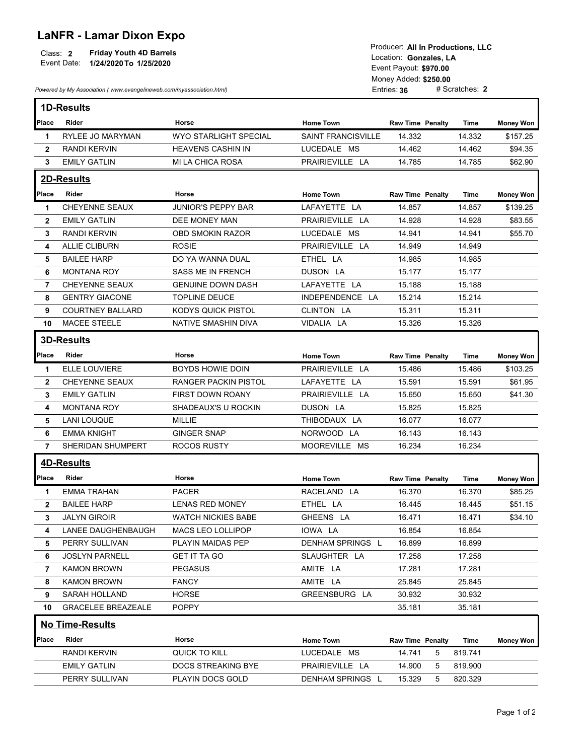# LaNFR - Lamar Dixon Expo

Class: **2** **Friday Youth 4D Barrels**
Event Date: **1/24/2020 To 1/25/2020**

Producer: **All In Productions, LLC**
Location: **Gonzales, LA**
Event Payout: **$970.00**
Money Added: **$250.00**
Entries: **36** # Scratches: **2**

*Powered by My Association ( www.evangelineweb.com/myassociation.html)*

## 1D-Results

| Place | Rider | Horse | Home Town | Raw Time | Penalty | Time | Money Won |
|---|---|---|---|---|---|---|---|
| 1 | RYLEE JO MARYMAN | WYO STARLIGHT SPECIAL | SAINT FRANCISVILLE | 14.332 | | 14.332 | $157.25 |
| 2 | RANDI KERVIN | HEAVENS CASHIN IN | LUCEDALE MS | 14.462 | | 14.462 | $94.35 |
| 3 | EMILY GATLIN | MI LA CHICA ROSA | PRAIRIEVILLE LA | 14.785 | | 14.785 | $62.90 |

## 2D-Results

| Place | Rider | Horse | Home Town | Raw Time | Penalty | Time | Money Won |
|---|---|---|---|---|---|---|---|
| 1 | CHEYENNE SEAUX | JUNIOR'S PEPPY BAR | LAFAYETTE LA | 14.857 | | 14.857 | $139.25 |
| 2 | EMILY GATLIN | DEE MONEY MAN | PRAIRIEVILLE LA | 14.928 | | 14.928 | $83.55 |
| 3 | RANDI KERVIN | OBD SMOKIN RAZOR | LUCEDALE MS | 14.941 | | 14.941 | $55.70 |
| 4 | ALLIE CLIBURN | ROSIE | PRAIRIEVILLE LA | 14.949 | | 14.949 | |
| 5 | BAILEE HARP | DO YA WANNA DUAL | ETHEL LA | 14.985 | | 14.985 | |
| 6 | MONTANA ROY | SASS ME IN FRENCH | DUSON LA | 15.177 | | 15.177 | |
| 7 | CHEYENNE SEAUX | GENUINE DOWN DASH | LAFAYETTE LA | 15.188 | | 15.188 | |
| 8 | GENTRY GIACONE | TOPLINE DEUCE | INDEPENDENCE LA | 15.214 | | 15.214 | |
| 9 | COURTNEY BALLARD | KODYS QUICK PISTOL | CLINTON LA | 15.311 | | 15.311 | |
| 10 | MACEE STEELE | NATIVE SMASHIN DIVA | VIDALIA LA | 15.326 | | 15.326 | |

## 3D-Results

| Place | Rider | Horse | Home Town | Raw Time | Penalty | Time | Money Won |
|---|---|---|---|---|---|---|---|
| 1 | ELLE LOUVIERE | BOYDS HOWIE DOIN | PRAIRIEVILLE LA | 15.486 | | 15.486 | $103.25 |
| 2 | CHEYENNE SEAUX | RANGER PACKIN PISTOL | LAFAYETTE LA | 15.591 | | 15.591 | $61.95 |
| 3 | EMILY GATLIN | FIRST DOWN ROANY | PRAIRIEVILLE LA | 15.650 | | 15.650 | $41.30 |
| 4 | MONTANA ROY | SHADEAUX'S U ROCKIN | DUSON LA | 15.825 | | 15.825 | |
| 5 | LANI LOUQUE | MILLIE | THIBODAUX LA | 16.077 | | 16.077 | |
| 6 | EMMA KNIGHT | GINGER SNAP | NORWOOD LA | 16.143 | | 16.143 | |
| 7 | SHERIDAN SHUMPERT | ROCOS RUSTY | MOOREVILLE MS | 16.234 | | 16.234 | |

## 4D-Results

| Place | Rider | Horse | Home Town | Raw Time | Penalty | Time | Money Won |
|---|---|---|---|---|---|---|---|
| 1 | EMMA TRAHAN | PACER | RACELAND LA | 16.370 | | 16.370 | $85.25 |
| 2 | BAILEE HARP | LENAS RED MONEY | ETHEL LA | 16.445 | | 16.445 | $51.15 |
| 3 | JALYN GIROIR | WATCH NICKIES BABE | GHEENS LA | 16.471 | | 16.471 | $34.10 |
| 4 | LANEE DAUGHENBAUGH | MACS LEO LOLLIPOP | IOWA LA | 16.854 | | 16.854 | |
| 5 | PERRY SULLIVAN | PLAYIN MAIDAS PEP | DENHAM SPRINGS L | 16.899 | | 16.899 | |
| 6 | JOSLYN PARNELL | GET IT TA GO | SLAUGHTER LA | 17.258 | | 17.258 | |
| 7 | KAMON BROWN | PEGASUS | AMITE LA | 17.281 | | 17.281 | |
| 8 | KAMON BROWN | FANCY | AMITE LA | 25.845 | | 25.845 | |
| 9 | SARAH HOLLAND | HORSE | GREENSBURG LA | 30.932 | | 30.932 | |
| 10 | GRACELEE BREAZEALE | POPPY | | 35.181 | | 35.181 | |

## No Time-Results

| Place | Rider | Horse | Home Town | Raw Time | Penalty | Time | Money Won |
|---|---|---|---|---|---|---|---|
| | RANDI KERVIN | QUICK TO KILL | LUCEDALE MS | 14.741 | 5 | 819.741 | |
| | EMILY GATLIN | DOCS STREAKING BYE | PRAIRIEVILLE LA | 14.900 | 5 | 819.900 | |
| | PERRY SULLIVAN | PLAYIN DOCS GOLD | DENHAM SPRINGS L | 15.329 | 5 | 820.329 | |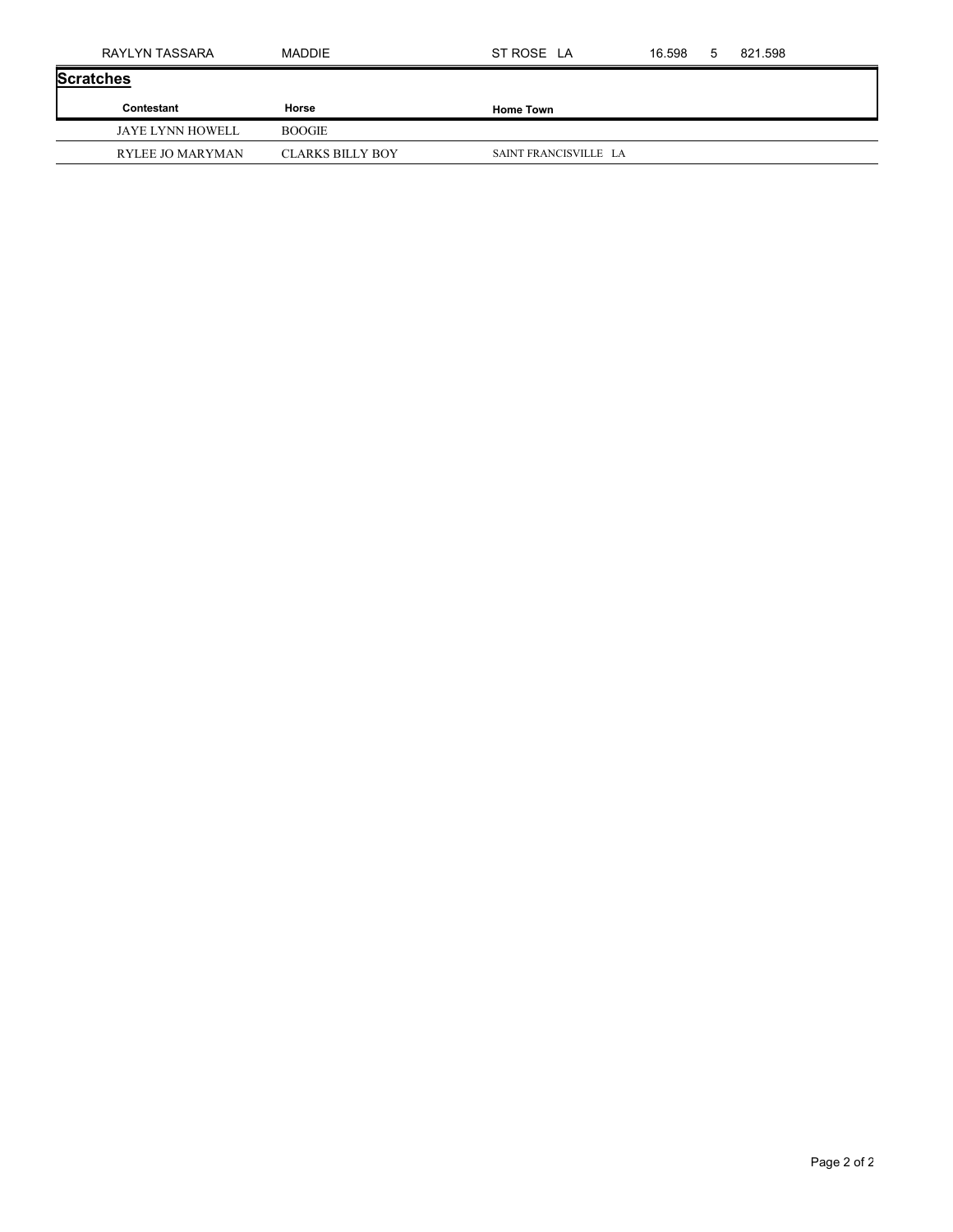| | | | | | |
|---|---|---|---|---|---|
| RAYLYN TASSARA | MADDIE | ST ROSE LA | 16.598 | 5 | 821.598 |

## Scratches

| Contestant | Horse | Home Town |
|---|---|---|
| JAYE LYNN HOWELL | BOOGIE | |
| RYLEE JO MARYMAN | CLARKS BILLY BOY | SAINT FRANCISVILLE LA |